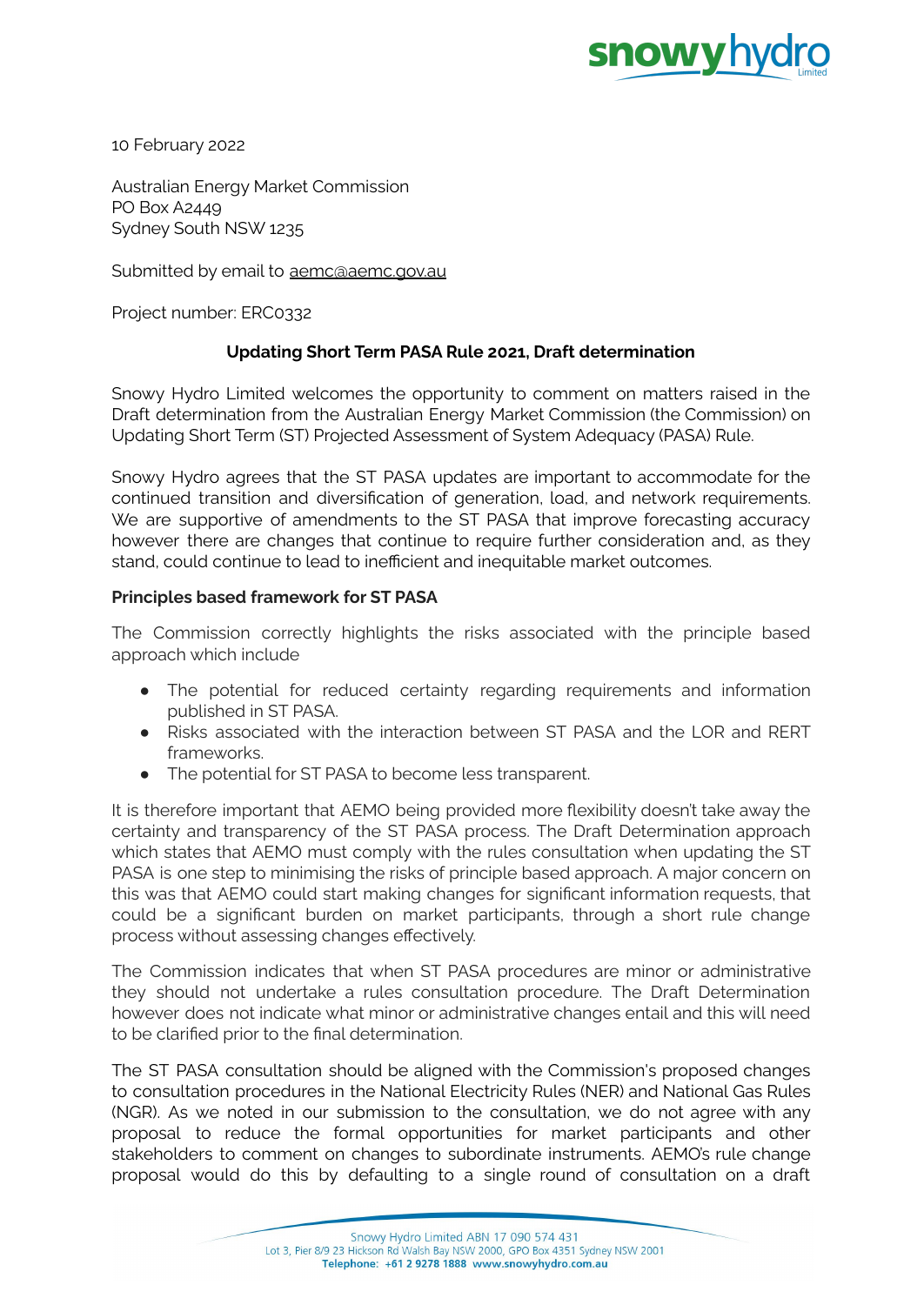10 February 2022

Australian Energy Market Commission
PO Box A2449
Sydney South NSW 1235

Submitted by email to aemc@aemc.gov.au

Project number: ERC0332

**Updating Short Term PASA Rule 2021, Draft determination**

Snowy Hydro Limited welcomes the opportunity to comment on matters raised in the Draft determination from the Australian Energy Market Commission (the Commission) on Updating Short Term (ST) Projected Assessment of System Adequacy (PASA) Rule.

Snowy Hydro agrees that the ST PASA updates are important to accommodate for the continued transition and diversification of generation, load, and network requirements. We are supportive of amendments to the ST PASA that improve forecasting accuracy however there are changes that continue to require further consideration and, as they stand, could continue to lead to inefficient and inequitable market outcomes.

**Principles based framework for ST PASA**

The Commission correctly highlights the risks associated with the principle based approach which include

- The potential for reduced certainty regarding requirements and information published in ST PASA.
- Risks associated with the interaction between ST PASA and the LOR and RERT frameworks.
- The potential for ST PASA to become less transparent.

It is therefore important that AEMO being provided more flexibility doesn't take away the certainty and transparency of the ST PASA process. The Draft Determination approach which states that AEMO must comply with the rules consultation when updating the ST PASA is one step to minimising the risks of principle based approach. A major concern on this was that AEMO could start making changes for significant information requests, that could be a significant burden on market participants, through a short rule change process without assessing changes effectively.

The Commission indicates that when ST PASA procedures are minor or administrative they should not undertake a rules consultation procedure. The Draft Determination however does not indicate what minor or administrative changes entail and this will need to be clarified prior to the final determination.

The ST PASA consultation should be aligned with the Commission's proposed changes to consultation procedures in the National Electricity Rules (NER) and National Gas Rules (NGR). As we noted in our submission to the consultation, we do not agree with any proposal to reduce the formal opportunities for market participants and other stakeholders to comment on changes to subordinate instruments. AEMO's rule change proposal would do this by defaulting to a single round of consultation on a draft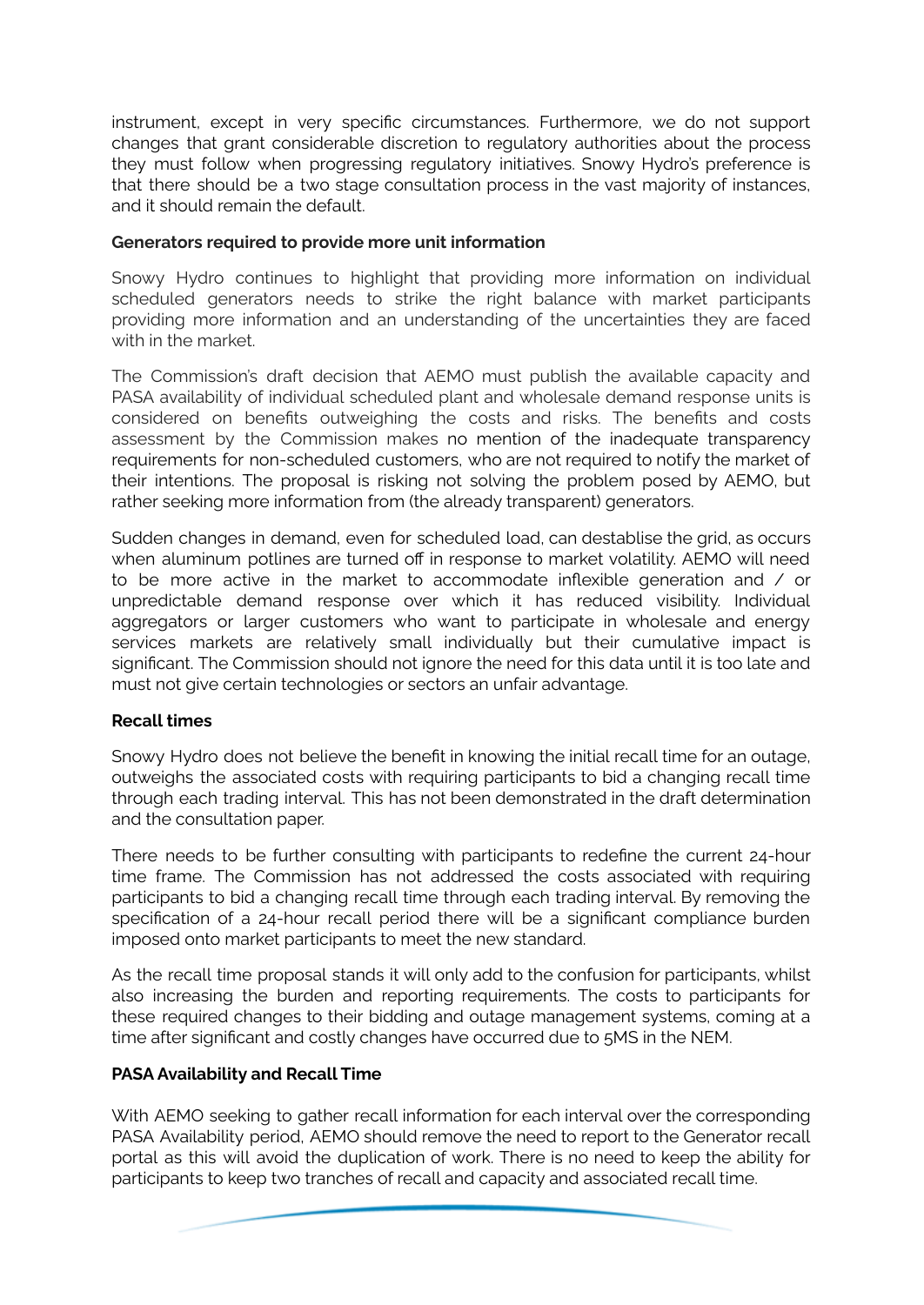instrument, except in very specific circumstances. Furthermore, we do not support changes that grant considerable discretion to regulatory authorities about the process they must follow when progressing regulatory initiatives. Snowy Hydro's preference is that there should be a two stage consultation process in the vast majority of instances, and it should remain the default.

**Generators required to provide more unit information**

Snowy Hydro continues to highlight that providing more information on individual scheduled generators needs to strike the right balance with market participants providing more information and an understanding of the uncertainties they are faced with in the market.

The Commission's draft decision that AEMO must publish the available capacity and PASA availability of individual scheduled plant and wholesale demand response units is considered on benefits outweighing the costs and risks. The benefits and costs assessment by the Commission makes no mention of the inadequate transparency requirements for non-scheduled customers, who are not required to notify the market of their intentions. The proposal is risking not solving the problem posed by AEMO, but rather seeking more information from (the already transparent) generators.

Sudden changes in demand, even for scheduled load, can destablise the grid, as occurs when aluminum potlines are turned off in response to market volatility. AEMO will need to be more active in the market to accommodate inflexible generation and / or unpredictable demand response over which it has reduced visibility. Individual aggregators or larger customers who want to participate in wholesale and energy services markets are relatively small individually but their cumulative impact is significant. The Commission should not ignore the need for this data until it is too late and must not give certain technologies or sectors an unfair advantage.

**Recall times**

Snowy Hydro does not believe the benefit in knowing the initial recall time for an outage, outweighs the associated costs with requiring participants to bid a changing recall time through each trading interval. This has not been demonstrated in the draft determination and the consultation paper.

There needs to be further consulting with participants to redefine the current 24-hour time frame. The Commission has not addressed the costs associated with requiring participants to bid a changing recall time through each trading interval. By removing the specification of a 24-hour recall period there will be a significant compliance burden imposed onto market participants to meet the new standard.

As the recall time proposal stands it will only add to the confusion for participants, whilst also increasing the burden and reporting requirements. The costs to participants for these required changes to their bidding and outage management systems, coming at a time after significant and costly changes have occurred due to 5MS in the NEM.

**PASA Availability and Recall Time**

With AEMO seeking to gather recall information for each interval over the corresponding PASA Availability period, AEMO should remove the need to report to the Generator recall portal as this will avoid the duplication of work. There is no need to keep the ability for participants to keep two tranches of recall and capacity and associated recall time.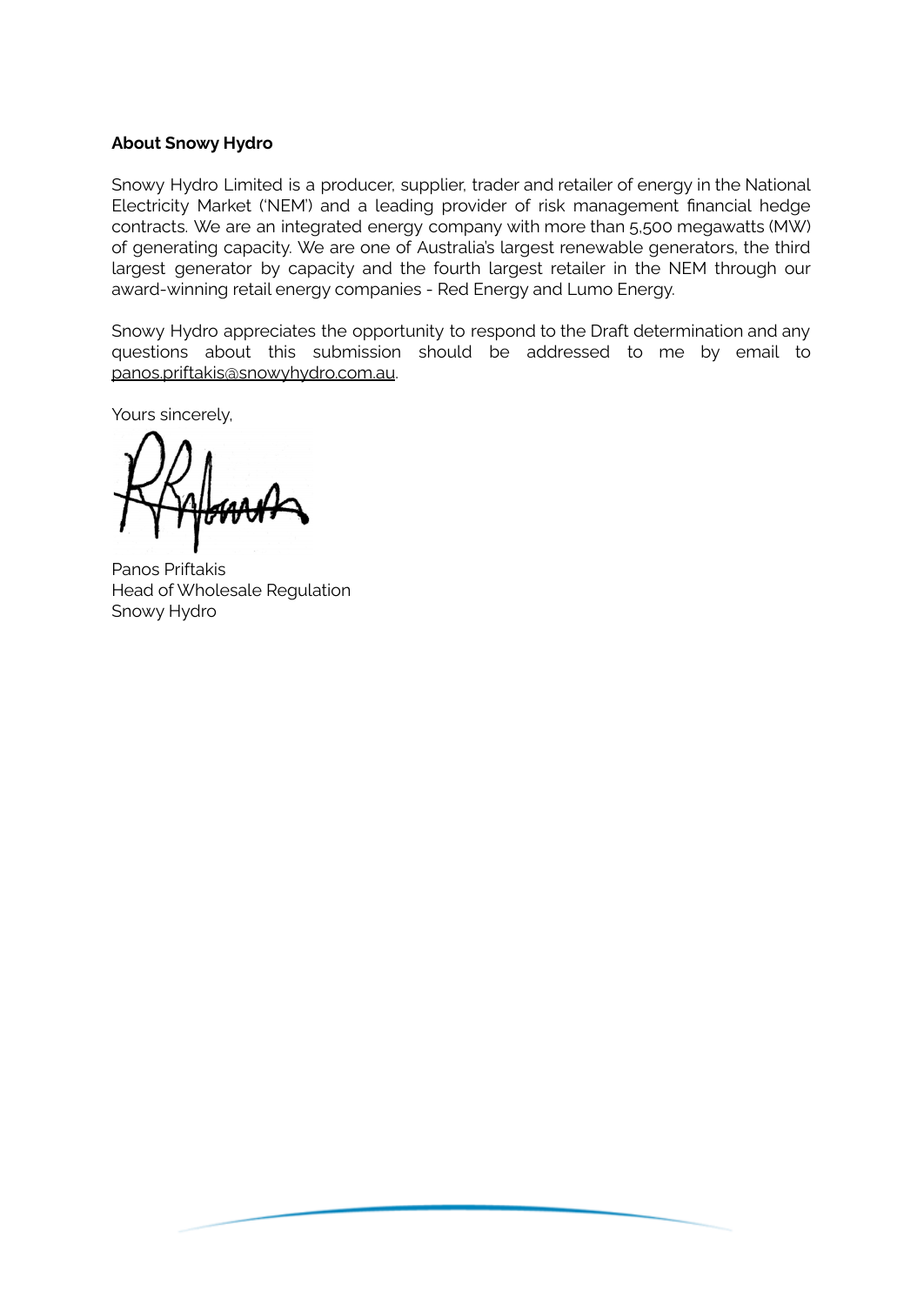**About Snowy Hydro**

Snowy Hydro Limited is a producer, supplier, trader and retailer of energy in the National Electricity Market ('NEM') and a leading provider of risk management financial hedge contracts. We are an integrated energy company with more than 5,500 megawatts (MW) of generating capacity. We are one of Australia's largest renewable generators, the third largest generator by capacity and the fourth largest retailer in the NEM through our award-winning retail energy companies - Red Energy and Lumo Energy.

Snowy Hydro appreciates the opportunity to respond to the Draft determination and any questions about this submission should be addressed to me by email to panos.priftakis@snowyhydro.com.au.

Yours sincerely,

Panos Priftakis
Head of Wholesale Regulation
Snowy Hydro